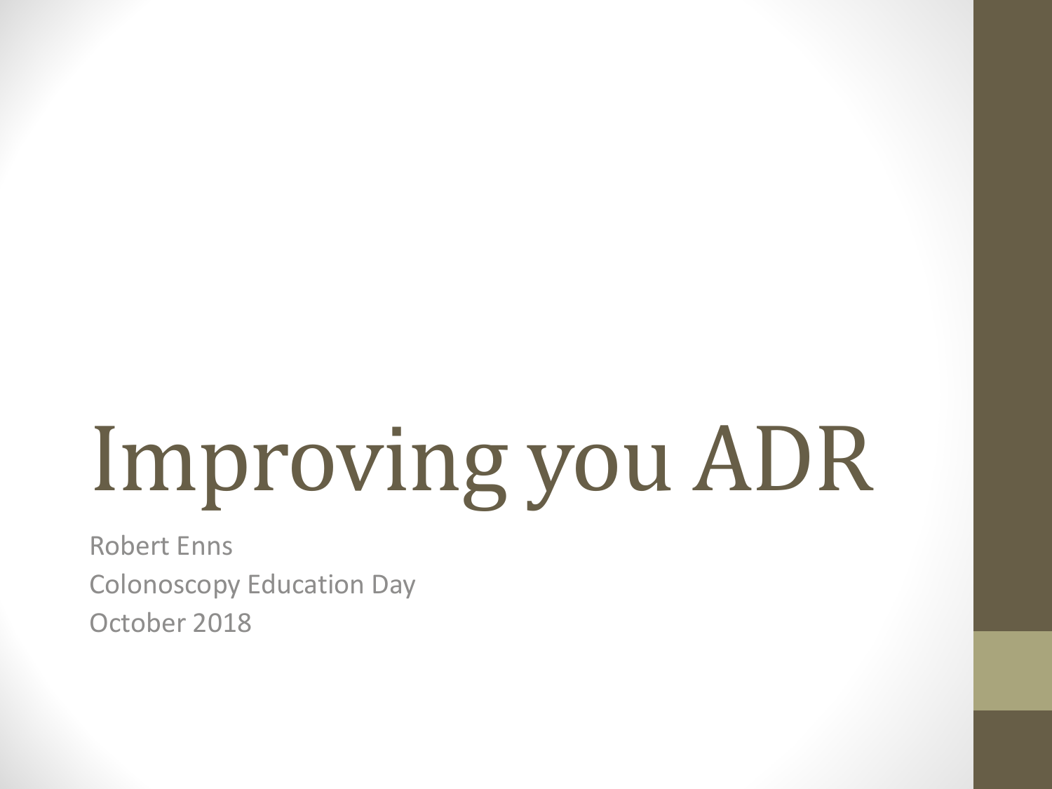# Improving you ADR

Robert Enns

Colonoscopy Education Day

October 2018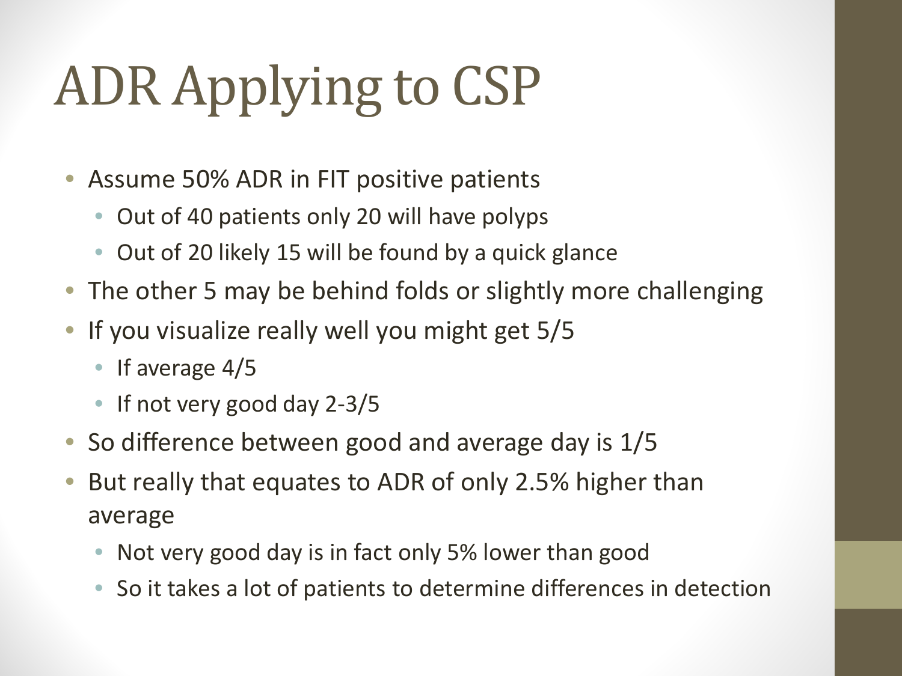# ADR Applying to CSP

- Assume 50% ADR in FIT positive patients
  - Out of 40 patients only 20 will have polyps
  - Out of 20 likely 15 will be found by a quick glance
- The other 5 may be behind folds or slightly more challenging
- If you visualize really well you might get 5/5
  - If average 4/5
  - If not very good day 2-3/5
- So difference between good and average day is 1/5
- But really that equates to ADR of only 2.5% higher than average
  - Not very good day is in fact only 5% lower than good
  - So it takes a lot of patients to determine differences in detection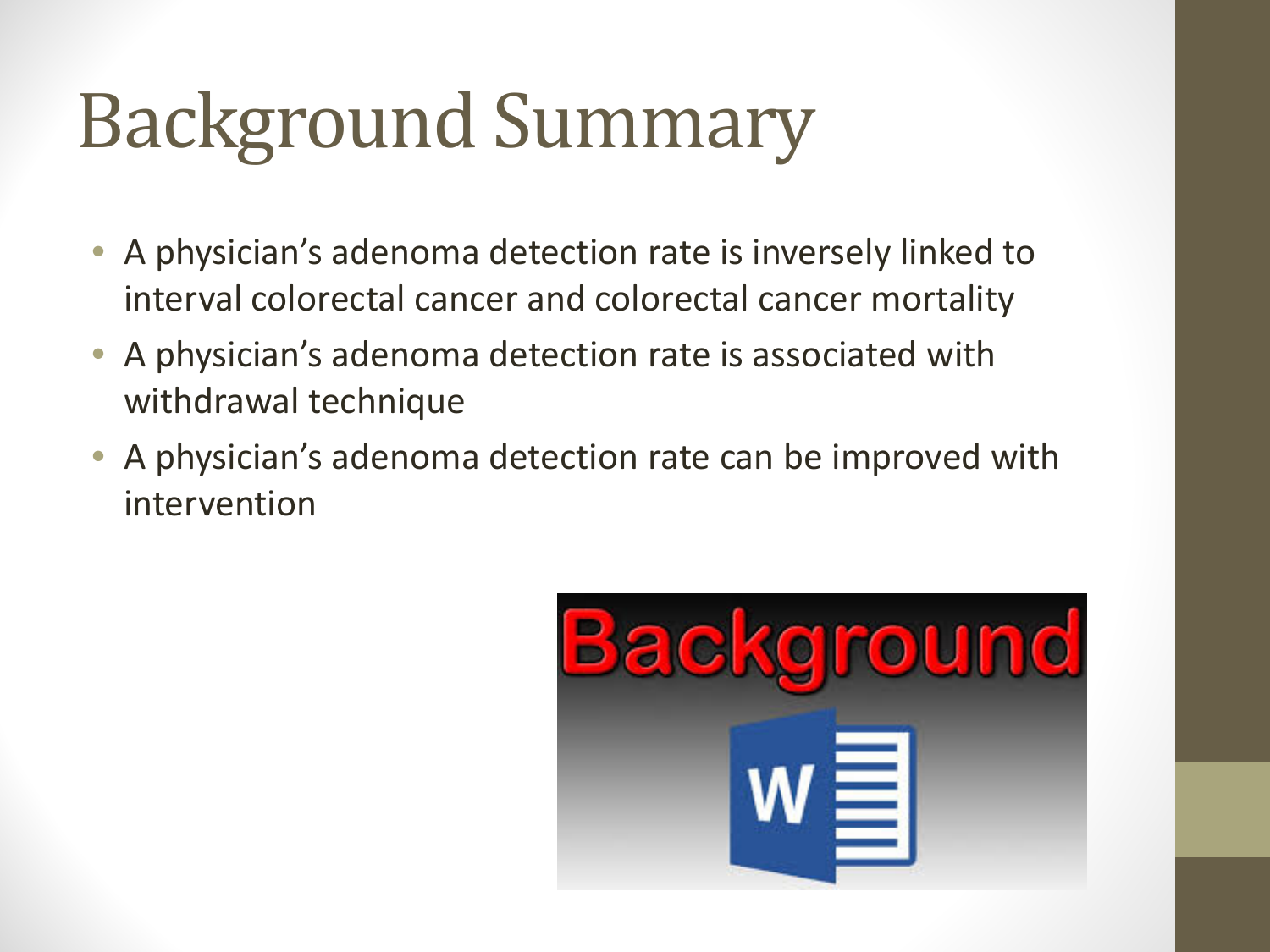# Background Summary

- A physician's adenoma detection rate is inversely linked to interval colorectal cancer and colorectal cancer mortality
- A physician's adenoma detection rate is associated with withdrawal technique
- A physician's adenoma detection rate can be improved with intervention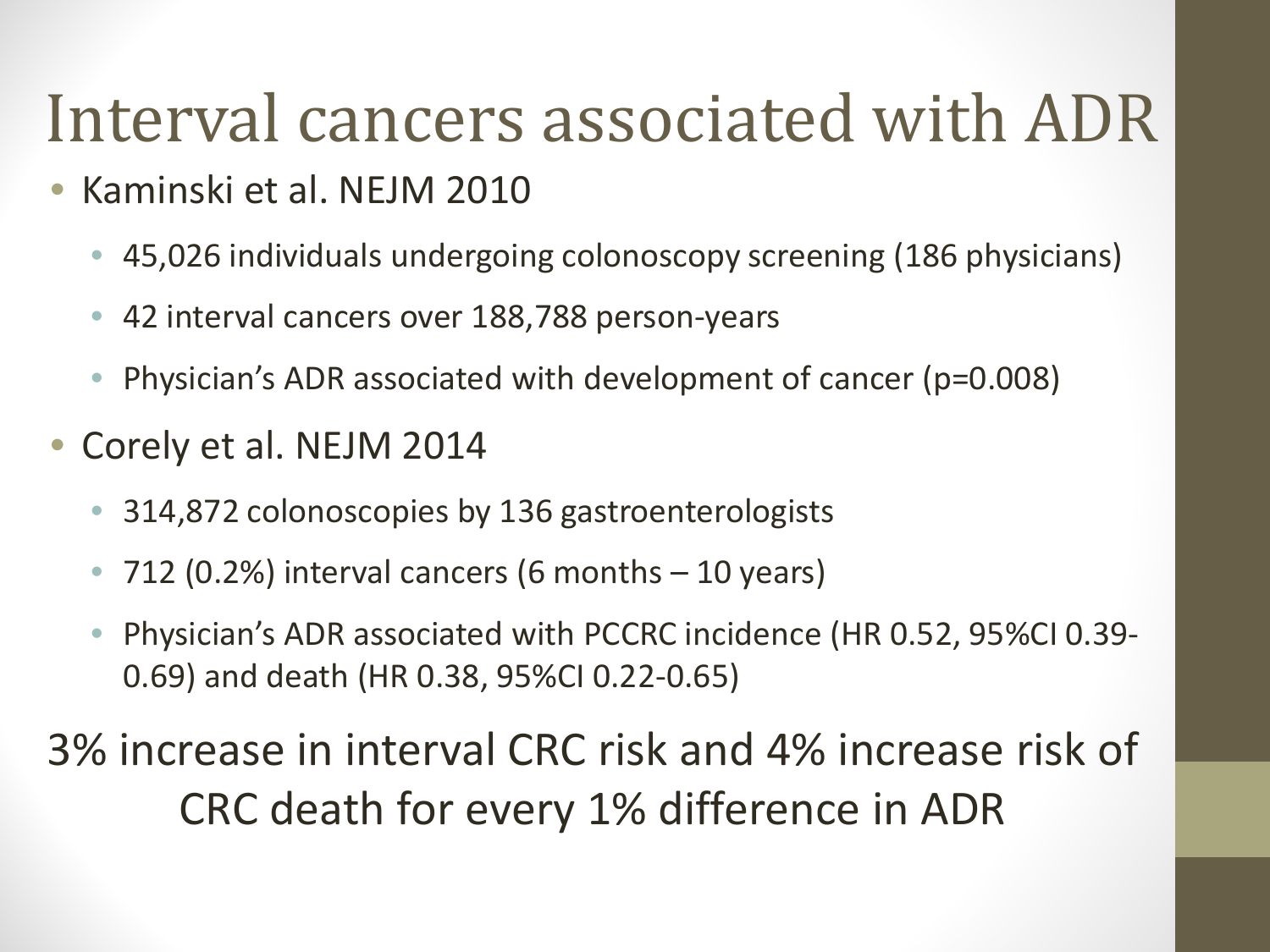# Interval cancers associated with ADR

- Kaminski et al. NEJM 2010
  - 45,026 individuals undergoing colonoscopy screening (186 physicians)
  - 42 interval cancers over 188,788 person-years
  - Physician's ADR associated with development of cancer (p=0.008)
- Corely et al. NEJM 2014
  - 314,872 colonoscopies by 136 gastroenterologists
  - 712 (0.2%) interval cancers (6 months – 10 years)
  - Physician's ADR associated with PCCRC incidence (HR 0.52, 95%CI 0.39-0.69) and death (HR 0.38, 95%CI 0.22-0.65)

3% increase in interval CRC risk and 4% increase risk of CRC death for every 1% difference in ADR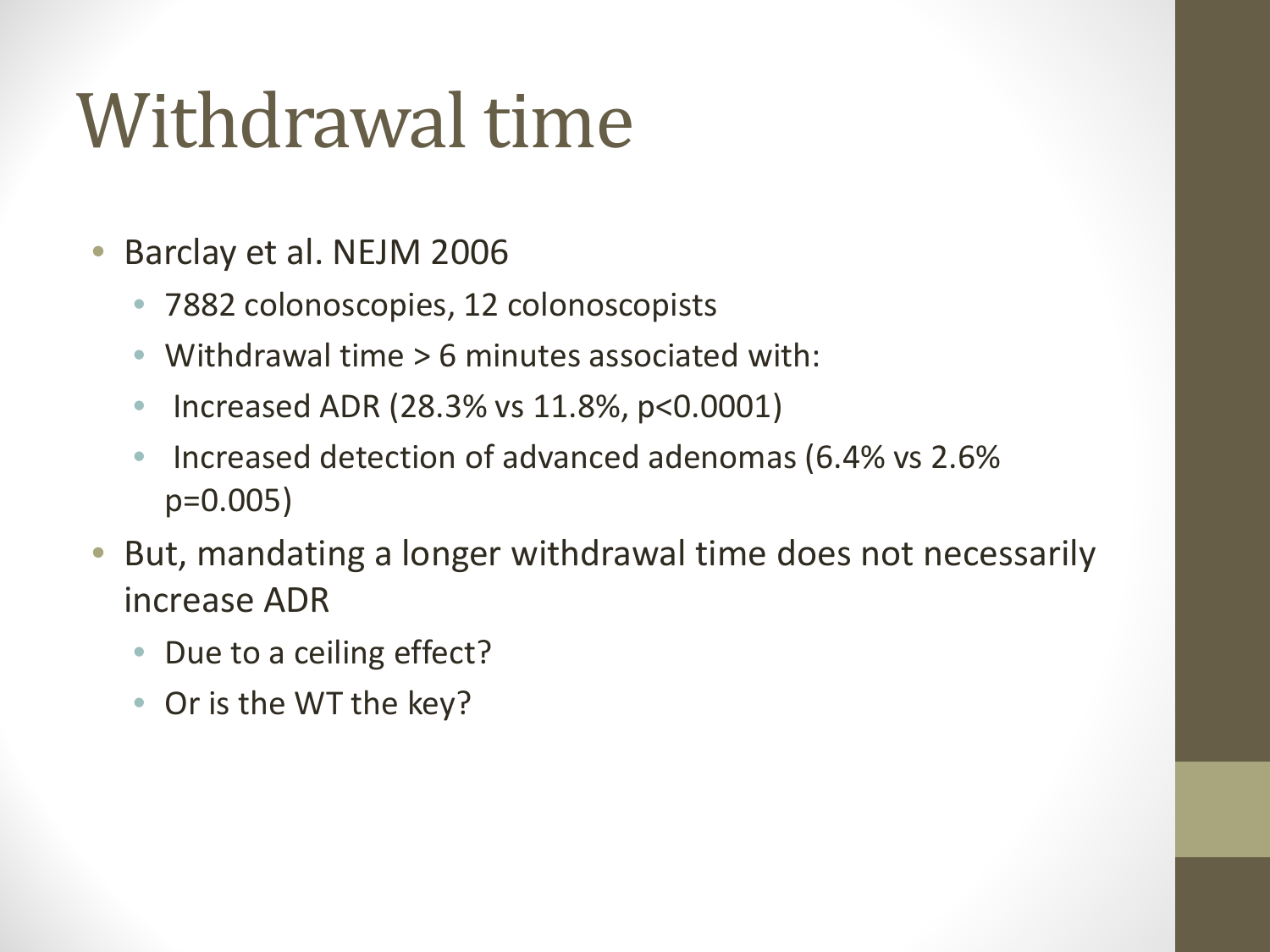# Withdrawal time

- Barclay et al. NEJM 2006
  - 7882 colonoscopies, 12 colonoscopists
  - Withdrawal time > 6 minutes associated with:
  - Increased ADR (28.3% vs 11.8%, $p<0.0001$)
  - Increased detection of advanced adenomas (6.4% vs 2.6% $p=0.005$)
- But, mandating a longer withdrawal time does not necessarily increase ADR
  - Due to a ceiling effect?
  - Or is the WT the key?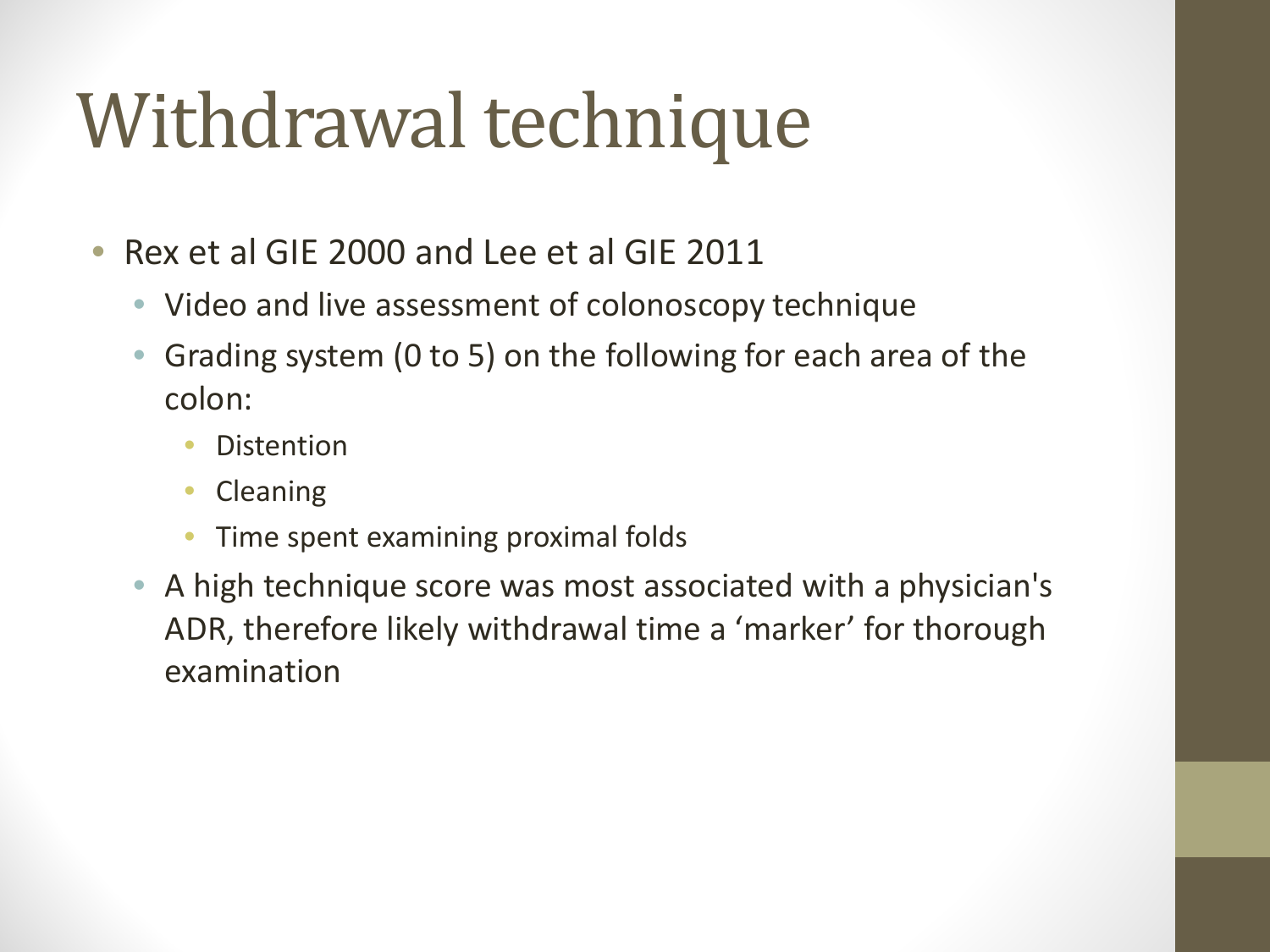# Withdrawal technique

- Rex et al GIE 2000 and Lee et al GIE 2011
  - Video and live assessment of colonoscopy technique
  - Grading system (0 to 5) on the following for each area of the colon:
    - Distention
    - Cleaning
    - Time spent examining proximal folds
  - A high technique score was most associated with a physician's ADR, therefore likely withdrawal time a 'marker' for thorough examination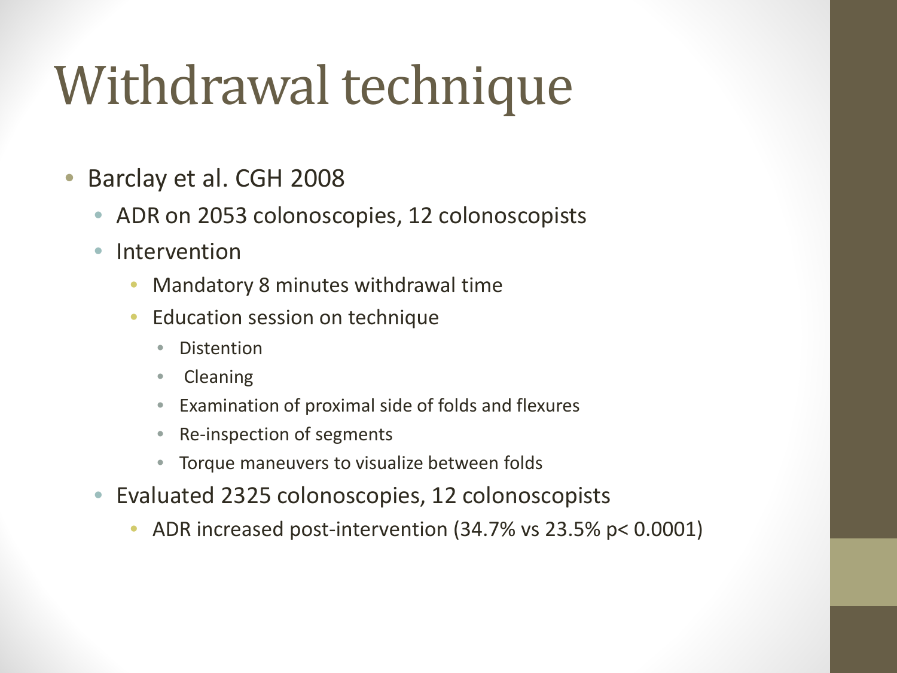# Withdrawal technique

- Barclay et al. CGH 2008
  - ADR on 2053 colonoscopies, 12 colonoscopists
  - Intervention
    - Mandatory 8 minutes withdrawal time
    - Education session on technique
      - Distention
      - Cleaning
      - Examination of proximal side of folds and flexures
      - Re-inspection of segments
      - Torque maneuvers to visualize between folds
  - Evaluated 2325 colonoscopies, 12 colonoscopists
    - ADR increased post-intervention (34.7% vs 23.5% $p < 0.0001$)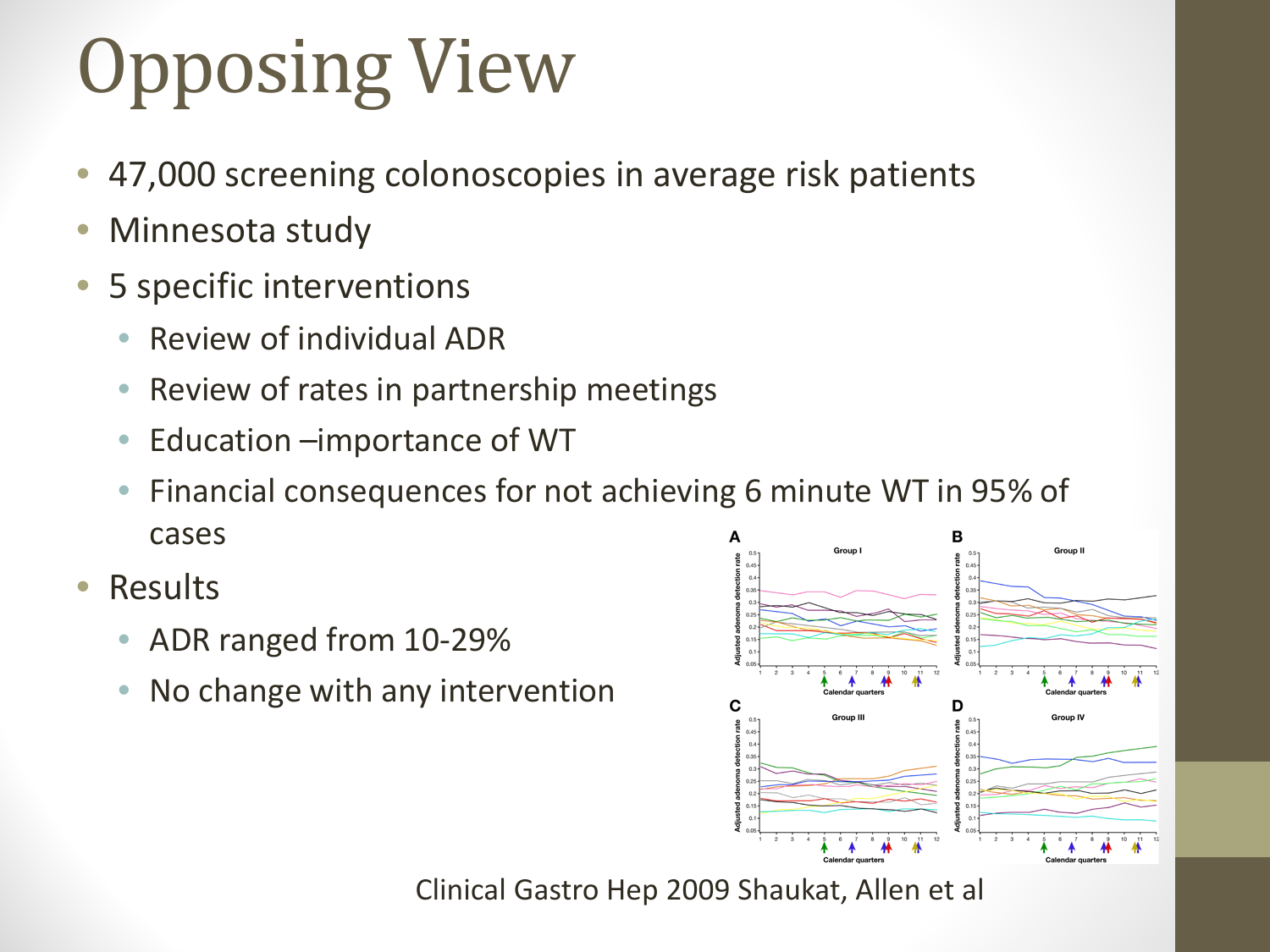# Opposing View

- 47,000 screening colonoscopies in average risk patients
- Minnesota study
- 5 specific interventions
  - Review of individual ADR
  - Review of rates in partnership meetings
  - Education –importance of WT
  - Financial consequences for not achieving 6 minute WT in 95% of cases
- Results
  - ADR ranged from 10-29%
  - No change with any intervention

Clinical Gastro Hep 2009 Shaukat, Allen et al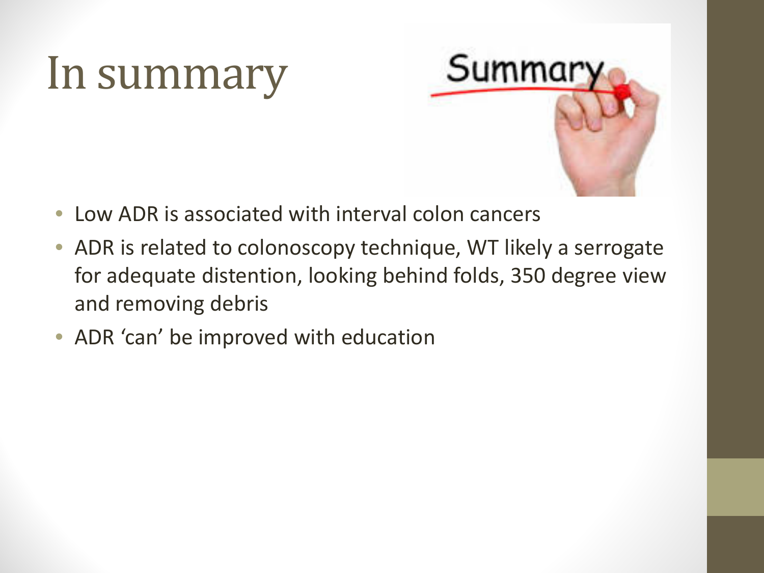# In summary

- Low ADR is associated with interval colon cancers
- ADR is related to colonoscopy technique, WT likely a serrogate for adequate distention, looking behind folds, 350 degree view and removing debris
- ADR 'can' be improved with education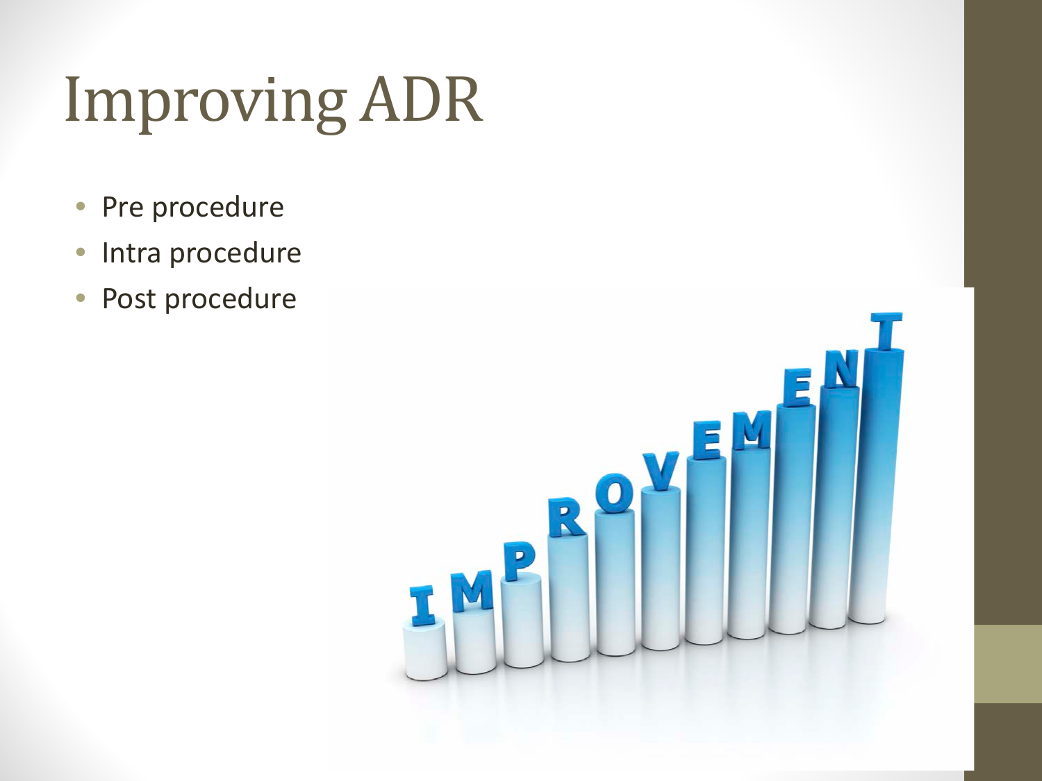# Improving ADR

- Pre procedure
- Intra procedure
- Post procedure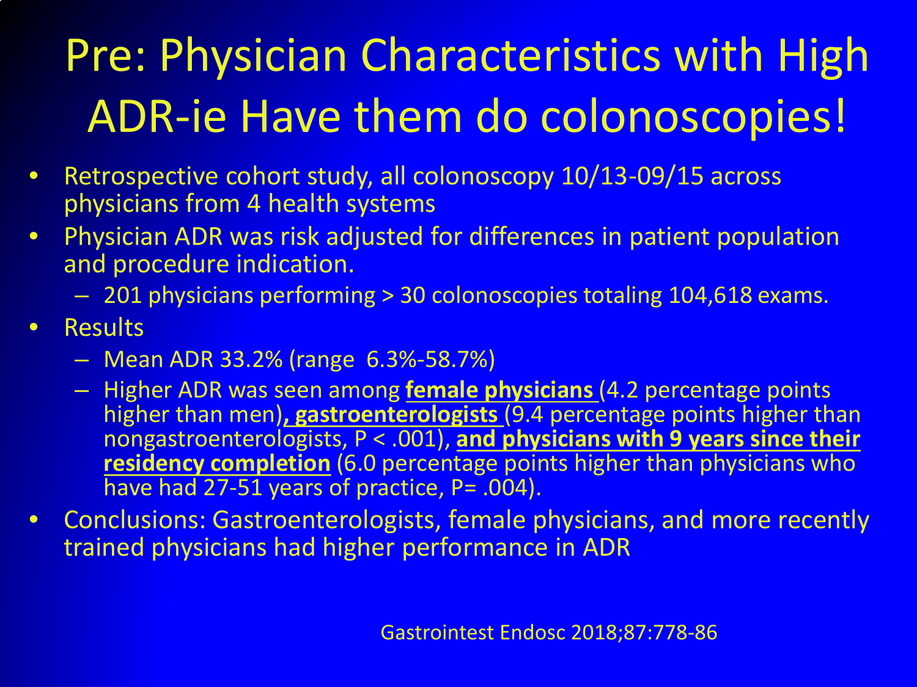# Pre: Physician Characteristics with High ADR-ie Have them do colonoscopies!

- Retrospective cohort study, all colonoscopy 10/13-09/15 across physicians from 4 health systems
- Physician ADR was risk adjusted for differences in patient population and procedure indication.
  - 201 physicians performing > 30 colonoscopies totaling 104,618 exams.
- Results
  - Mean ADR 33.2% (range 6.3%-58.7%)
  - Higher ADR was seen among **female physicians** (4.2 percentage points higher than men)**, gastroenterologists** (9.4 percentage points higher than nongastroenterologists, P < .001), **and physicians with 9 years since their residency completion** (6.0 percentage points higher than physicians who have had 27-51 years of practice, P= .004).
- Conclusions: Gastroenterologists, female physicians, and more recently trained physicians had higher performance in ADR

Gastrointest Endosc 2018;87:778-86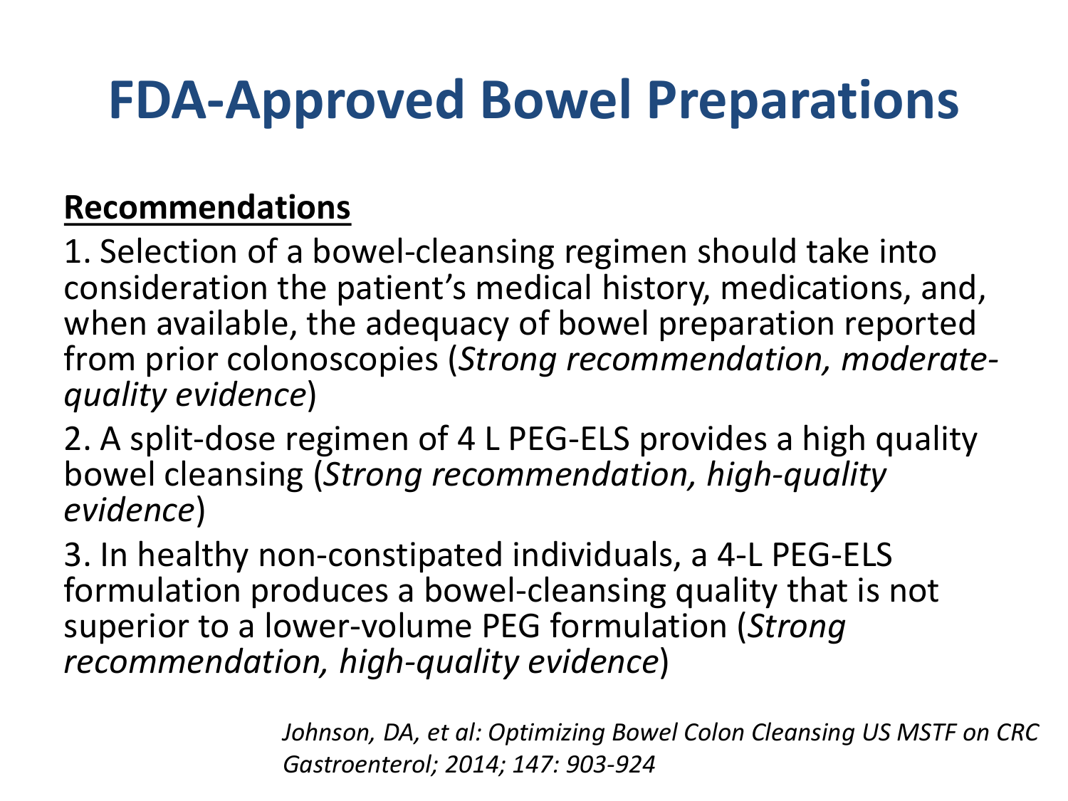# FDA-Approved Bowel Preparations

**Recommendations**

1. Selection of a bowel-cleansing regimen should take into consideration the patient's medical history, medications, and, when available, the adequacy of bowel preparation reported from prior colonoscopies (*Strong recommendation, moderate-quality evidence*)
2. A split-dose regimen of 4 L PEG-ELS provides a high quality bowel cleansing (*Strong recommendation, high-quality evidence*)
3. In healthy non-constipated individuals, a 4-L PEG-ELS formulation produces a bowel-cleansing quality that is not superior to a lower-volume PEG formulation (*Strong recommendation, high-quality evidence*)

*Johnson, DA, et al: Optimizing Bowel Colon Cleansing US MSTF on CRC Gastroenterol; 2014; 147: 903-924*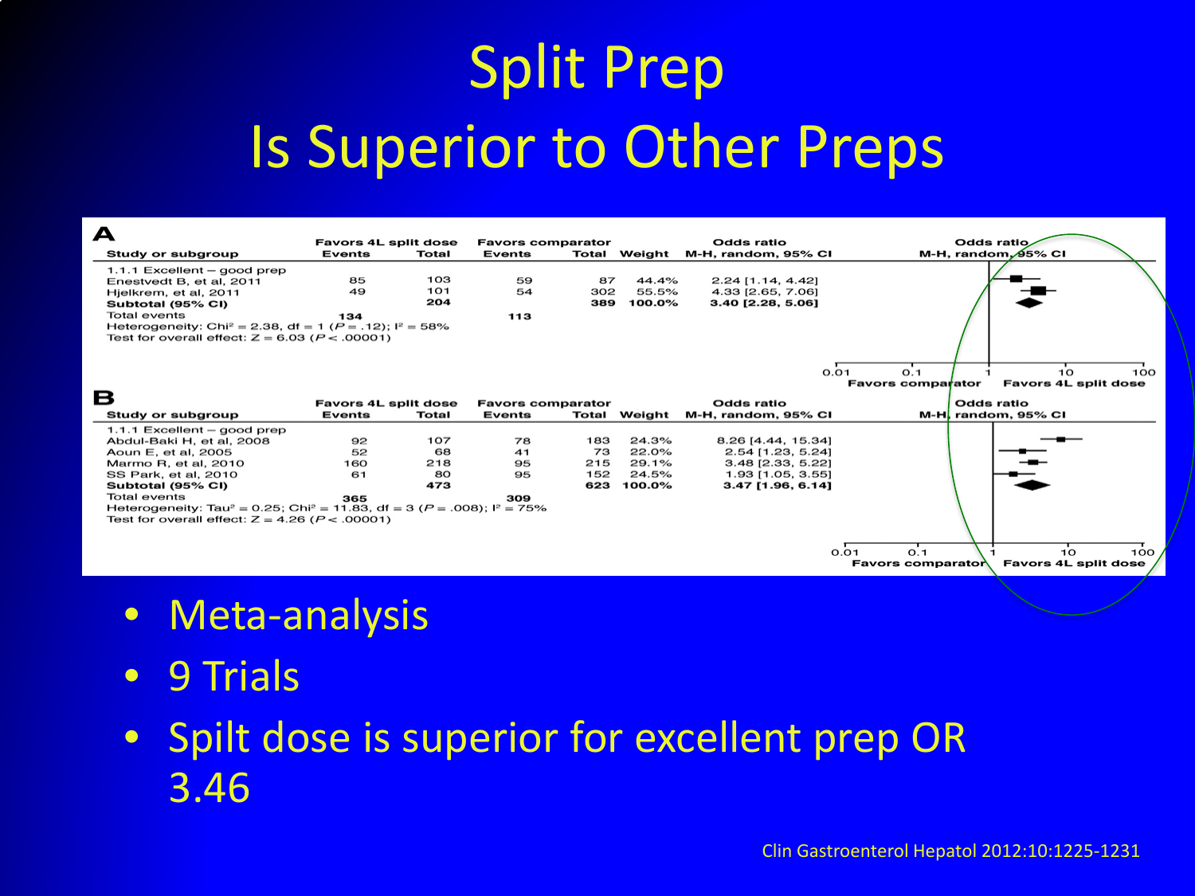# Split Prep Is Superior to Other Preps

**A**

| Study or subgroup | Favors 4L split dose Events | Total | Favors comparator Events | Total | Weight | Odds ratio M-H, random, 95% CI |
|---|---|---|---|---|---|---|
| 1.1.1 Excellent – good prep | | | | | | |
| Enestvedt B, et al, 2011 | 85 | 103 | 59 | 87 | 44.4% | 2.24 [1.14, 4.42] |
| Hjelkrem, et al, 2011 | 49 | 101 | 54 | 302 | 55.5% | 4.33 [2.65, 7.06] |
| **Subtotal (95% CI)** | | **204** | | **389** | **100.0%** | **3.40 [2.28, 5.06]** |
| Total events | **134** | | **113** | | | |

Heterogeneity: $Chi^2 = 2.38$, $df = 1$ ($P = .12$); $I^2 = 58\%$

Test for overall effect: $Z = 6.03$ ($P < .00001$)

0.01 0.1 1 10 100

Favors comparator Favors 4L split dose

**B**

| Study or subgroup | Favors 4L split dose Events | Total | Favors comparator Events | Total | Weight | Odds ratio M-H, random, 95% CI |
|---|---|---|---|---|---|---|
| 1.1.1 Excellent – good prep | | | | | | |
| Abdul-Baki H, et al, 2008 | 92 | 107 | 78 | 183 | 24.3% | 8.26 [4.44, 15.34] |
| Aoun E, et al, 2005 | 52 | 68 | 41 | 73 | 22.0% | 2.54 [1.23, 5.24] |
| Marmo R, et al, 2010 | 160 | 218 | 95 | 215 | 29.1% | 3.48 [2.33, 5.22] |
| SS Park, et al, 2010 | 61 | 80 | 95 | 152 | 24.5% | 1.93 [1.05, 3.55] |
| **Subtotal (95% CI)** | | **473** | | **623** | **100.0%** | **3.47 [1.96, 6.14]** |
| Total events | **365** | | **309** | | | |

Heterogeneity: $Tau^2 = 0.25$; $Chi^2 = 11.83$, $df = 3$ ($P = .008$); $I^2 = 75\%$

Test for overall effect: $Z = 4.26$ ($P < .00001$)

0.01 0.1 1 10 100

Favors comparator Favors 4L split dose

- Meta-analysis
- 9 Trials
- Spilt dose is superior for excellent prep OR 3.46

Clin Gastroenterol Hepatol 2012:10:1225-1231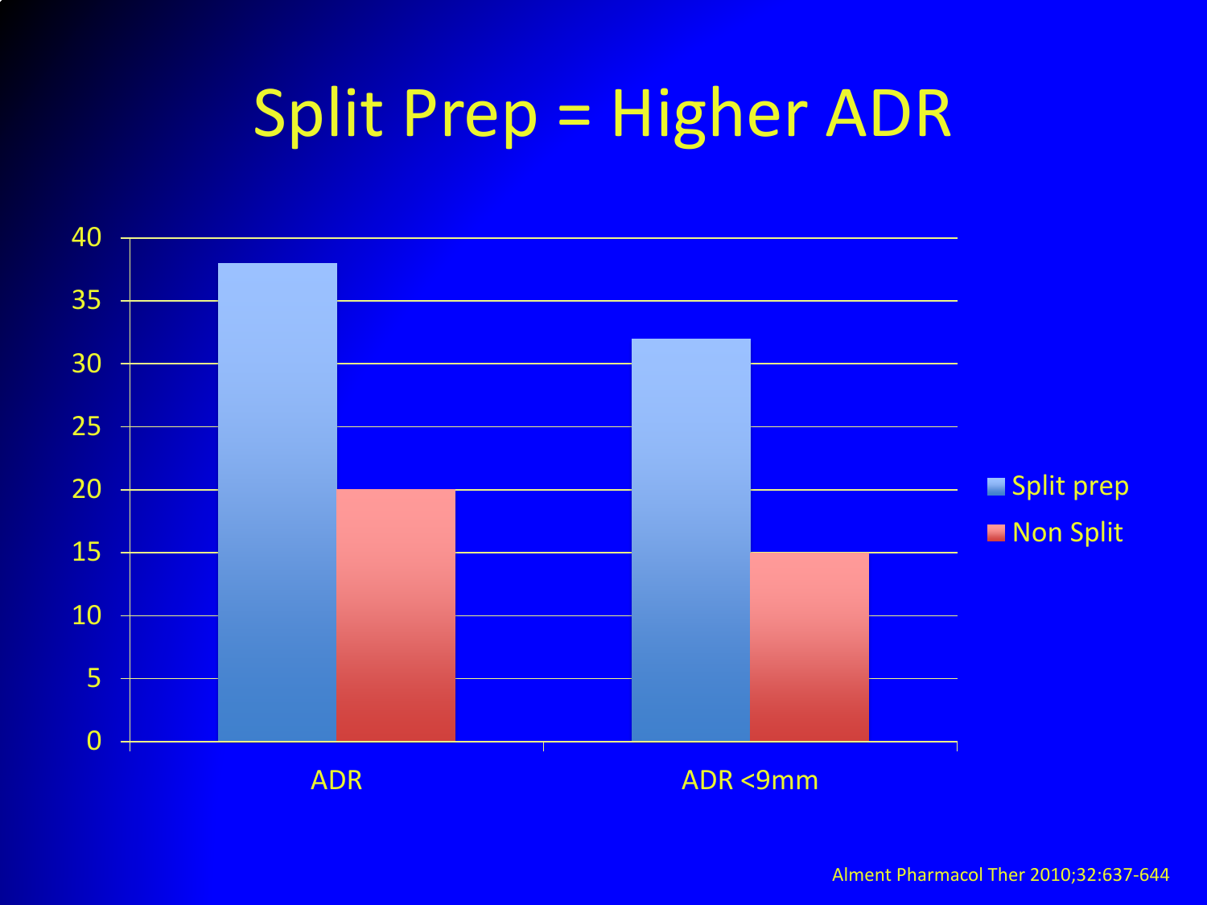# Split Prep = Higher ADR

| | Split prep | Non Split |
|---|---|---|
| ADR | 38 | 20 |
| ADR <9mm | 32 | 15 |

Alment Pharmacol Ther 2010;32:637-644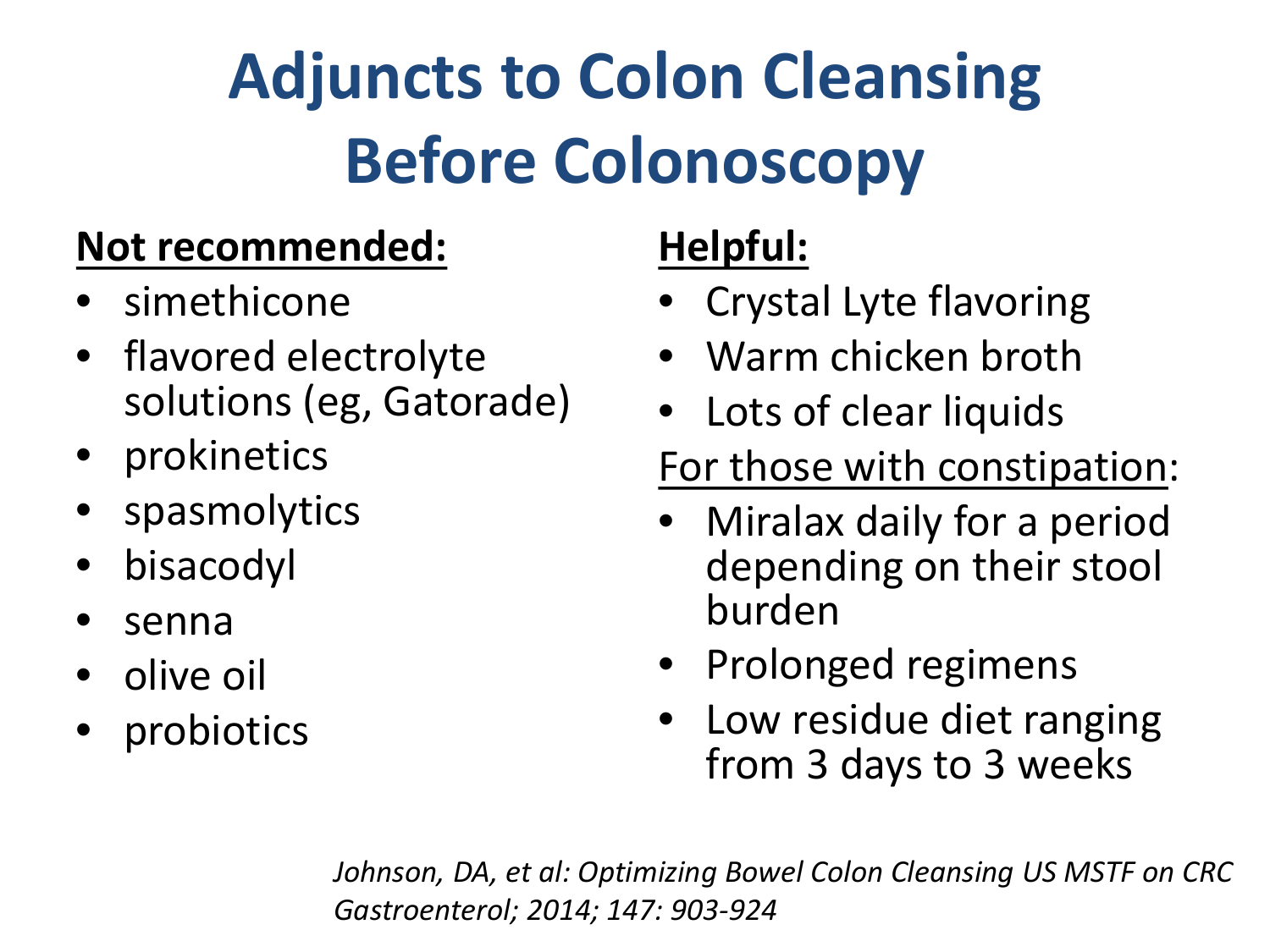# Adjuncts to Colon Cleansing Before Colonoscopy

**Not recommended:**

- simethicone
- flavored electrolyte solutions (eg, Gatorade)
- prokinetics
- spasmolytics
- bisacodyl
- senna
- olive oil
- probiotics

**Helpful:**

- Crystal Lyte flavoring
- Warm chicken broth
- Lots of clear liquids

For those with constipation:

- Miralax daily for a period depending on their stool burden
- Prolonged regimens
- Low residue diet ranging from 3 days to 3 weeks

*Johnson, DA, et al: Optimizing Bowel Colon Cleansing US MSTF on CRC Gastroenterol; 2014; 147: 903-924*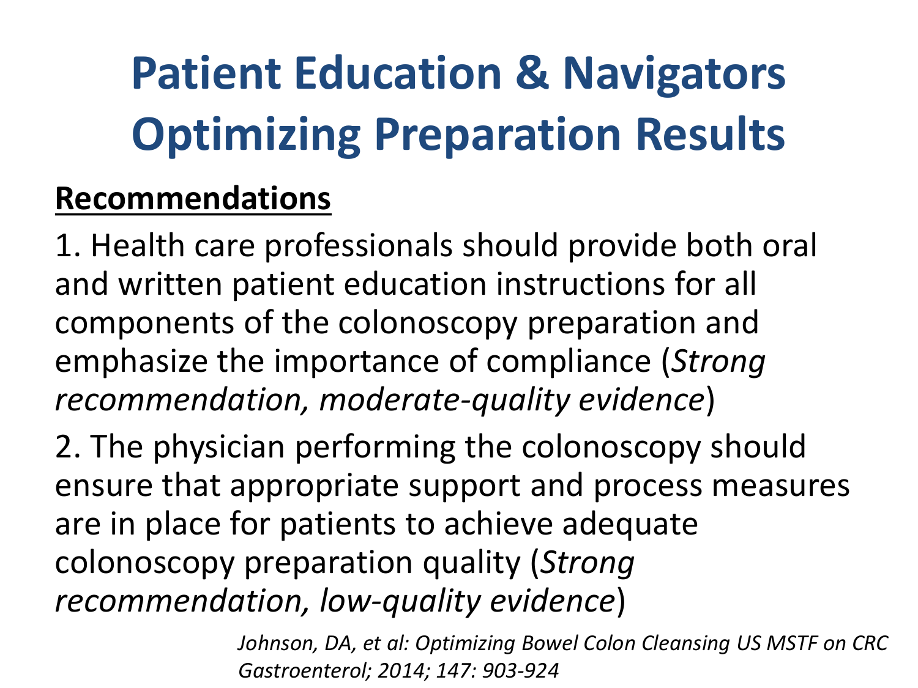# Patient Education & Navigators Optimizing Preparation Results

**Recommendations**

1. Health care professionals should provide both oral and written patient education instructions for all components of the colonoscopy preparation and emphasize the importance of compliance (*Strong recommendation, moderate-quality evidence*)

2. The physician performing the colonoscopy should ensure that appropriate support and process measures are in place for patients to achieve adequate colonoscopy preparation quality (*Strong recommendation, low-quality evidence*)

*Johnson, DA, et al: Optimizing Bowel Colon Cleansing US MSTF on CRC Gastroenterol; 2014; 147: 903-924*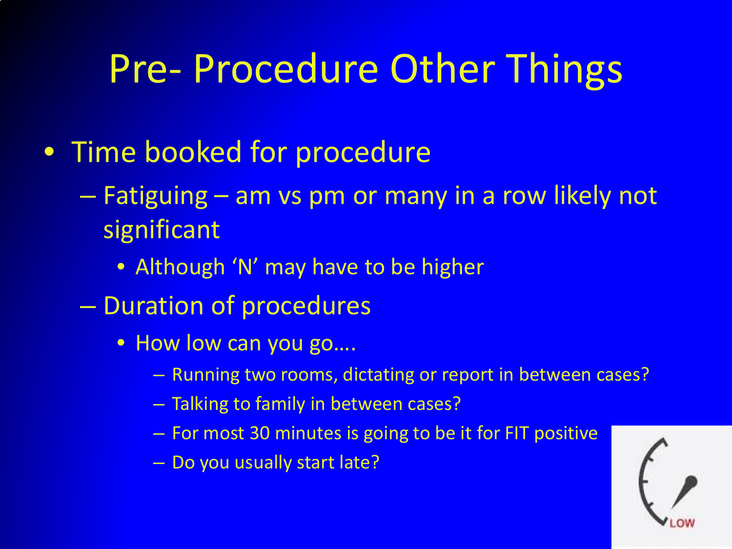# Pre- Procedure Other Things

- Time booked for procedure
  - Fatiguing – am vs pm or many in a row likely not significant
    - Although 'N' may have to be higher
  - Duration of procedures
    - How low can you go….
      - Running two rooms, dictating or report in between cases?
      - Talking to family in between cases?
      - For most 30 minutes is going to be it for FIT positive
      - Do you usually start late?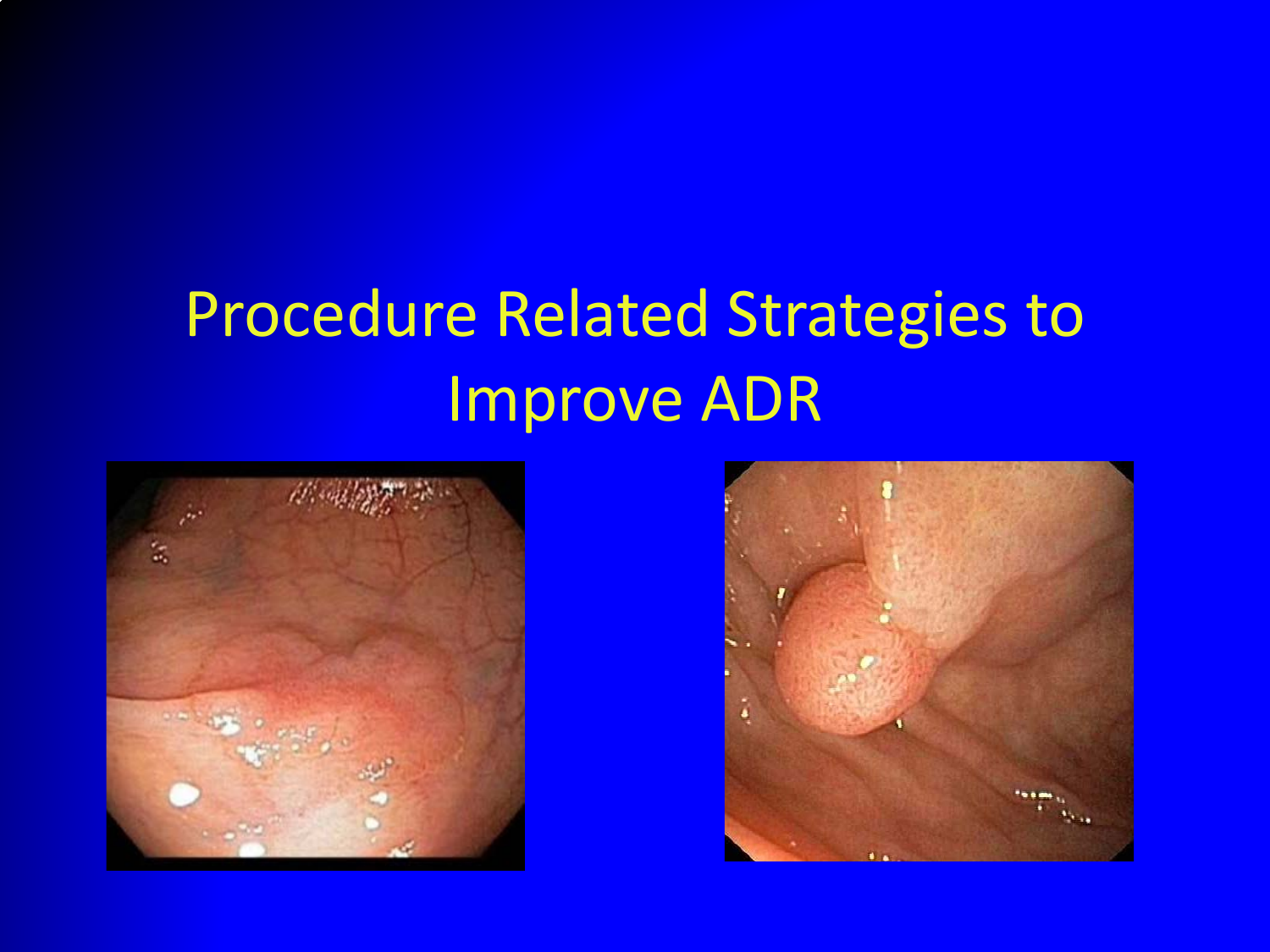# Procedure Related Strategies to Improve ADR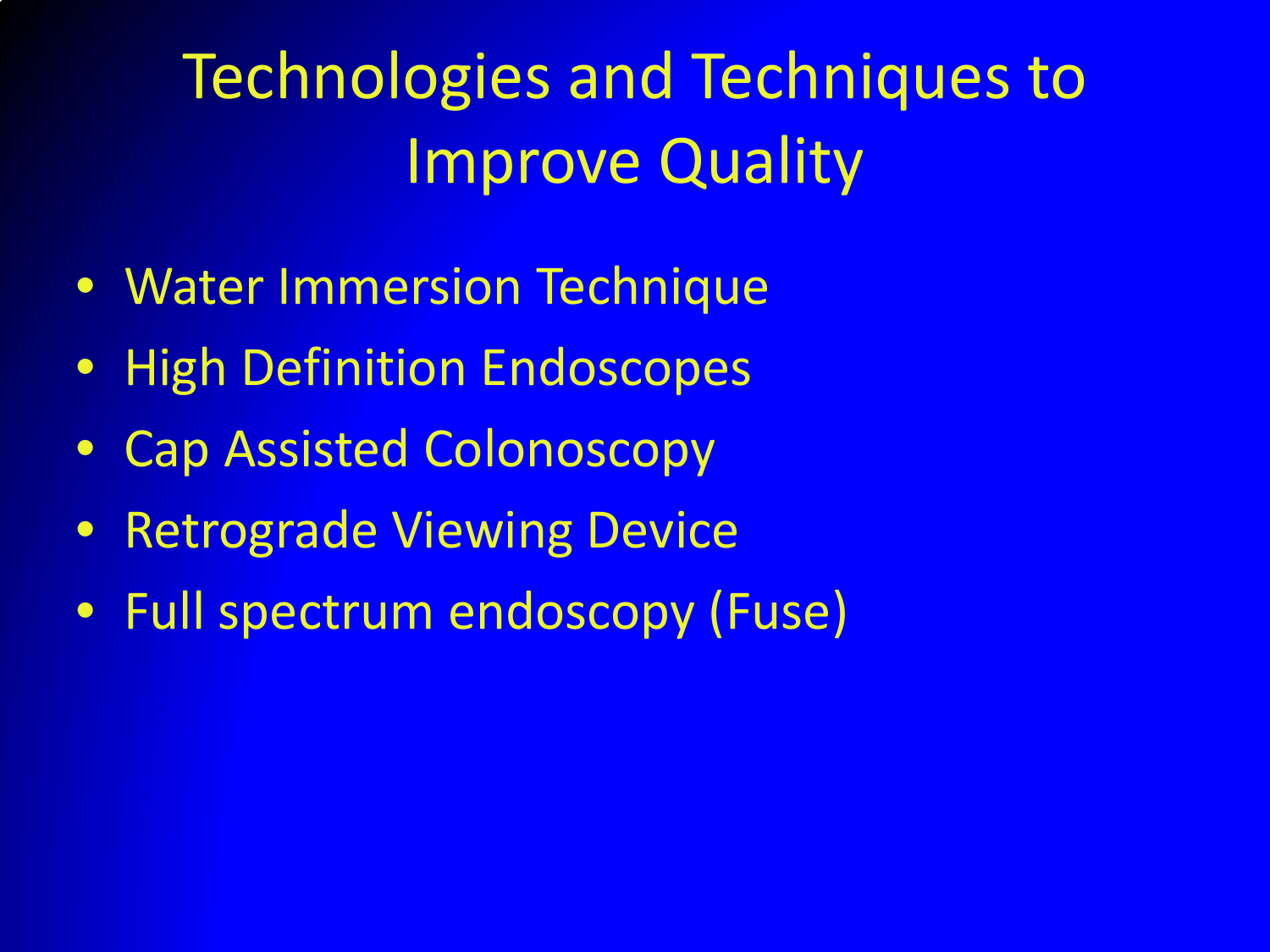# Technologies and Techniques to Improve Quality

- Water Immersion Technique
- High Definition Endoscopes
- Cap Assisted Colonoscopy
- Retrograde Viewing Device
- Full spectrum endoscopy (Fuse)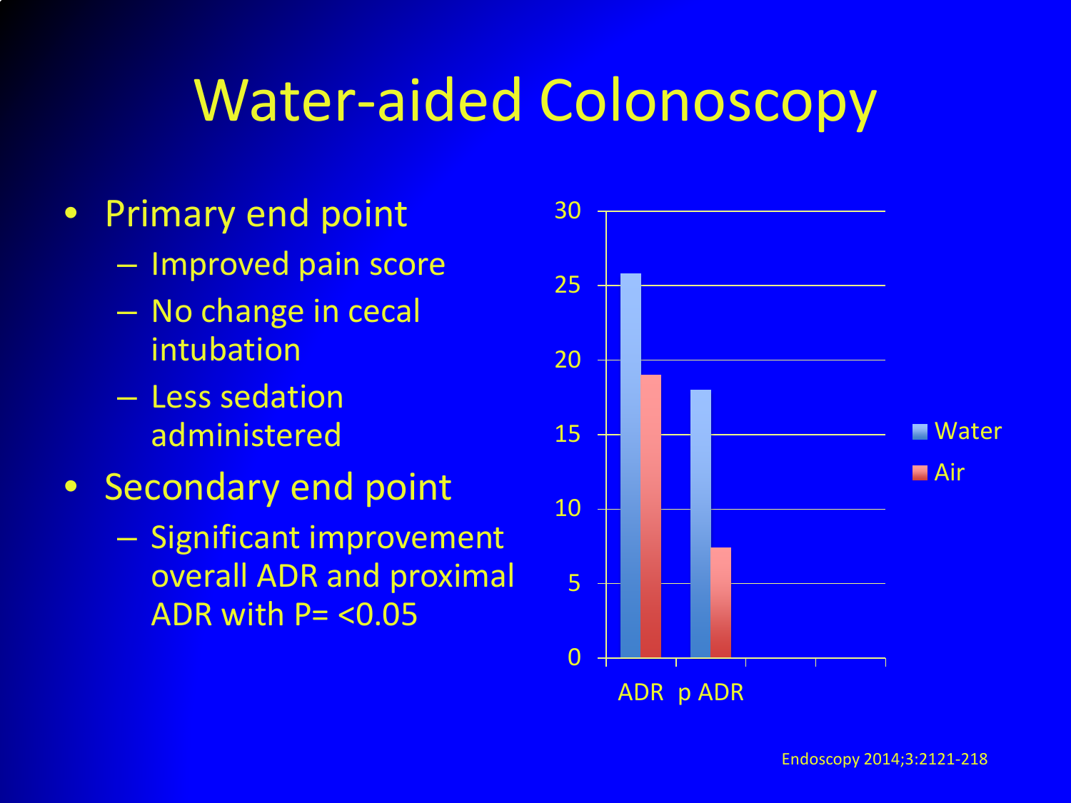# Water-aided Colonoscopy

- Primary end point
  - Improved pain score
  - No change in cecal intubation
  - Less sedation administered
- Secondary end point
  - Significant improvement overall ADR and proximal ADR with P= <0.05

Endoscopy 2014;3:2121-218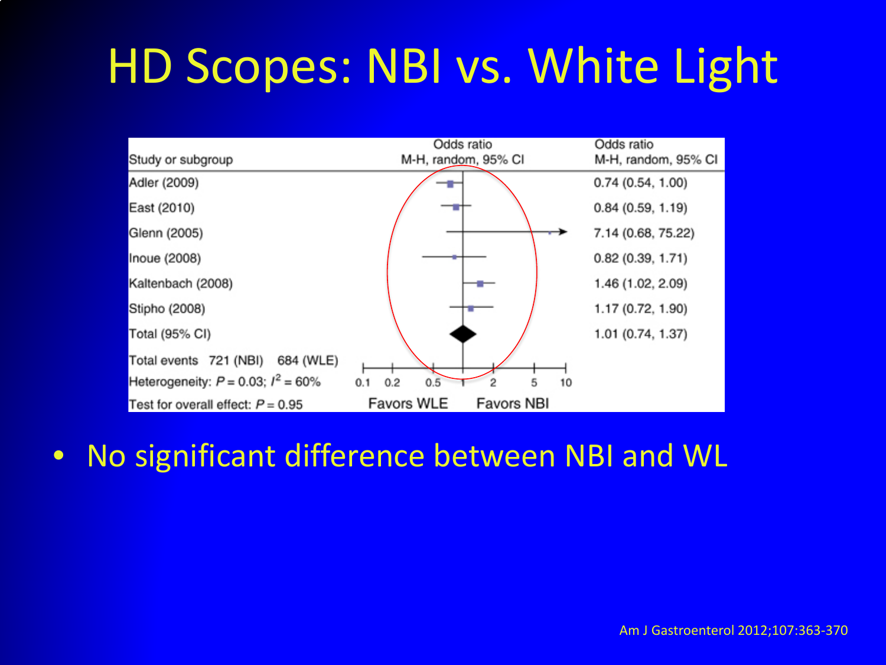# HD Scopes: NBI vs. White Light

| Study or subgroup | Odds ratio M-H, random, 95% CI |
| --- | --- |
| Adler (2009) | 0.74 (0.54, 1.00) |
| East (2010) | 0.84 (0.59, 1.19) |
| Glenn (2005) | 7.14 (0.68, 75.22) |
| Inoue (2008) | 0.82 (0.39, 1.71) |
| Kaltenbach (2008) | 1.46 (1.02, 2.09) |
| Stipho (2008) | 1.17 (0.72, 1.90) |
| Total (95% CI) | 1.01 (0.74, 1.37) |

Total events 721 (NBI) 684 (WLE)

Heterogeneity: $P = 0.03$; $I^2 = 60\%$

Test for overall effect: $P = 0.95$

Favors WLE — Favors NBI

- No significant difference between NBI and WL

Am J Gastroenterol 2012;107:363-370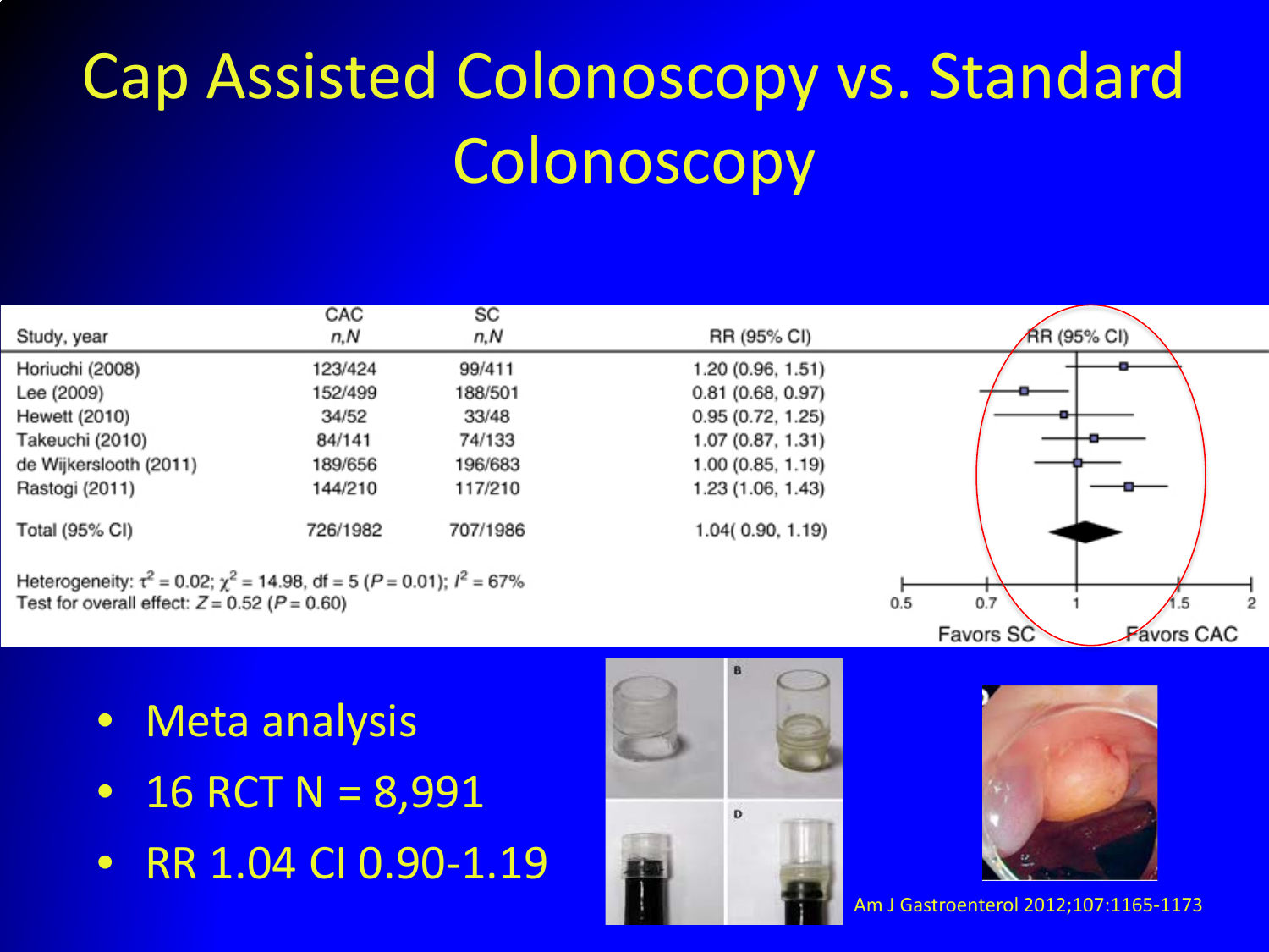# Cap Assisted Colonoscopy vs. Standard Colonoscopy

| Study, year | CAC n,N | SC n,N | RR (95% CI) |
|---|---|---|---|
| Horiuchi (2008) | 123/424 | 99/411 | 1.20 (0.96, 1.51) |
| Lee (2009) | 152/499 | 188/501 | 0.81 (0.68, 0.97) |
| Hewett (2010) | 34/52 | 33/48 | 0.95 (0.72, 1.25) |
| Takeuchi (2010) | 84/141 | 74/133 | 1.07 (0.87, 1.31) |
| de Wijkerslooth (2011) | 189/656 | 196/683 | 1.00 (0.85, 1.19) |
| Rastogi (2011) | 144/210 | 117/210 | 1.23 (1.06, 1.43) |
| Total (95% CI) | 726/1982 | 707/1986 | 1.04( 0.90, 1.19) |

Heterogeneity: $\tau^2 = 0.02$; $\chi^2 = 14.98$, df = 5 ($P = 0.01$); $I^2 = 67\%$
Test for overall effect: $Z = 0.52$ ($P = 0.60$)

Favors SC — Favors CAC

- Meta analysis
- 16 RCT N = 8,991
- RR 1.04 CI 0.90-1.19

Am J Gastroenterol 2012;107:1165-1173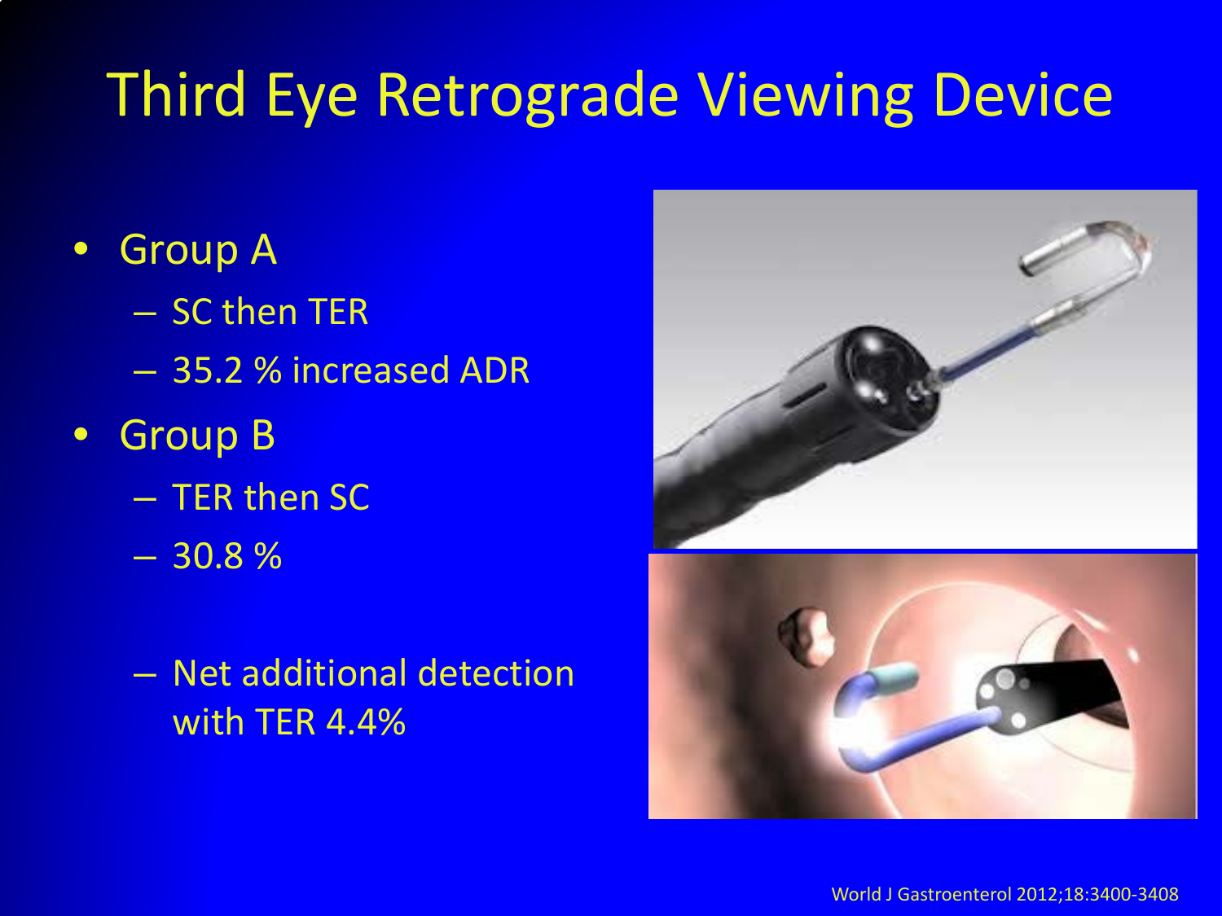# Third Eye Retrograde Viewing Device

- Group A
  - SC then TER
  - 35.2 % increased ADR
- Group B
  - TER then SC
  - 30.8 %
  - Net additional detection with TER 4.4%

World J Gastroenterol 2012;18:3400-3408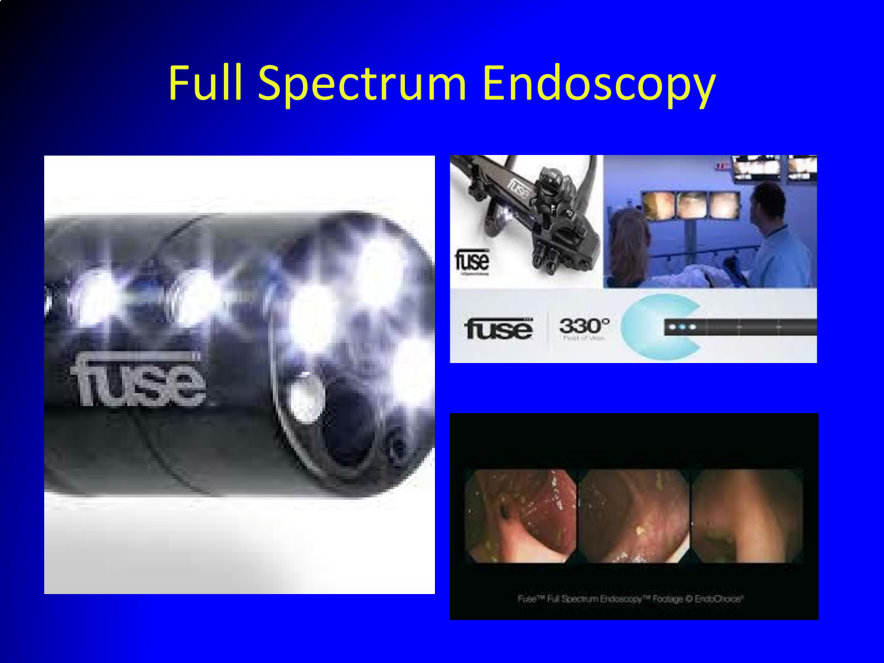# Full Spectrum Endoscopy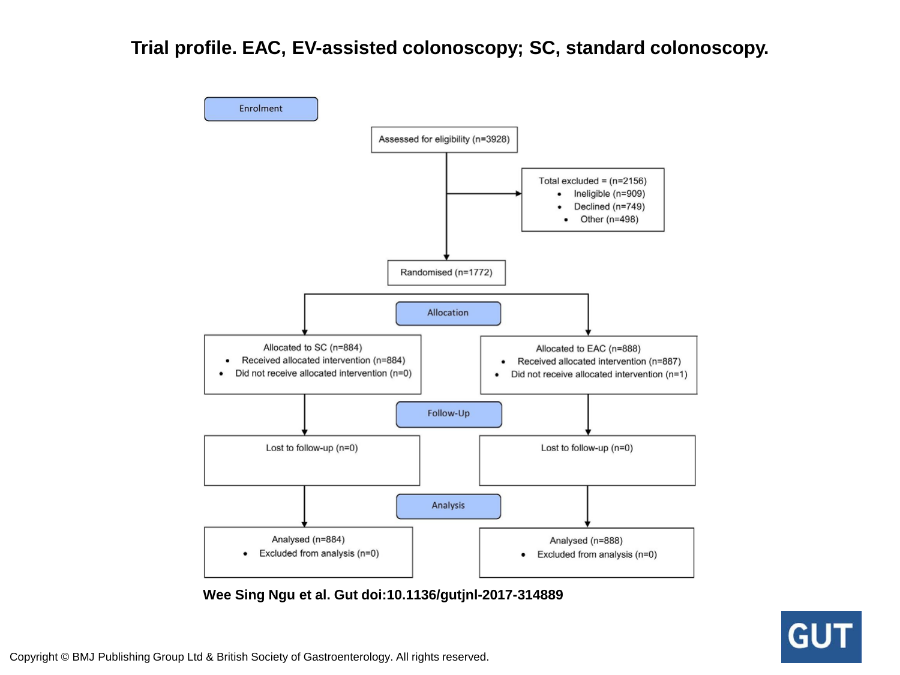# Trial profile. EAC, EV-assisted colonoscopy; SC, standard colonoscopy.

**Enrolment**

Assessed for eligibility (n=3928)

Total excluded = (n=2156)
- Ineligible (n=909)
- Declined (n=749)
- Other (n=498)

Randomised (n=1772)

**Allocation**

Allocated to SC (n=884)
- Received allocated intervention (n=884)
- Did not receive allocated intervention (n=0)

Allocated to EAC (n=888)
- Received allocated intervention (n=887)
- Did not receive allocated intervention (n=1)

**Follow-Up**

Lost to follow-up (n=0)

Lost to follow-up (n=0)

**Analysis**

Analysed (n=884)
- Excluded from analysis (n=0)

Analysed (n=888)
- Excluded from analysis (n=0)

**Wee Sing Ngu et al. Gut doi:10.1136/gutjnl-2017-314889**

Copyright © BMJ Publishing Group Ltd & British Society of Gastroenterology. All rights reserved.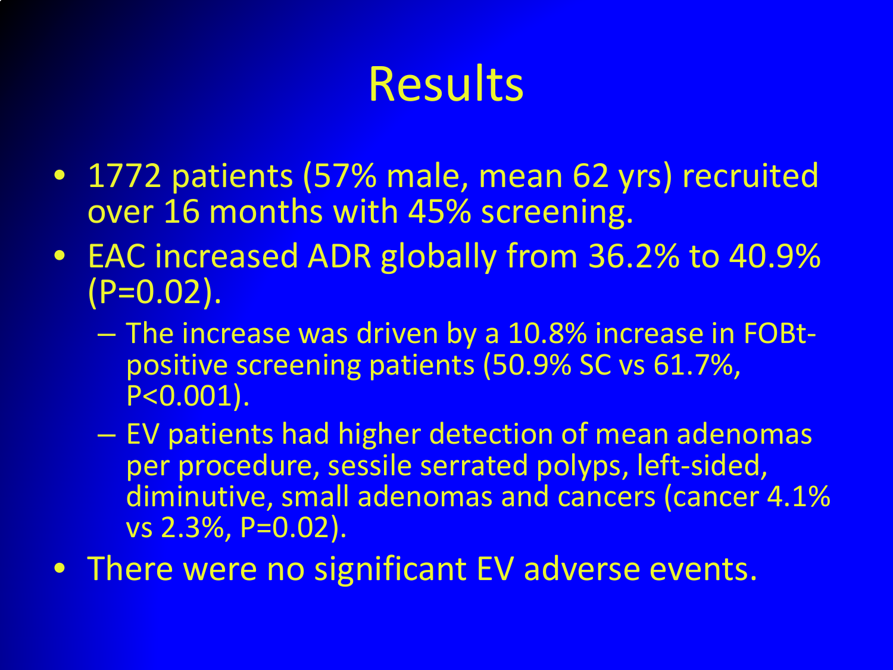# Results

- 1772 patients (57% male, mean 62 yrs) recruited over 16 months with 45% screening.
- EAC increased ADR globally from 36.2% to 40.9% ($P=0.02$).
  - The increase was driven by a 10.8% increase in FOBt-positive screening patients (50.9% SC vs 61.7%, $P<0.001$).
  - EV patients had higher detection of mean adenomas per procedure, sessile serrated polyps, left-sided, diminutive, small adenomas and cancers (cancer 4.1% vs 2.3%, $P=0.02$).
- There were no significant EV adverse events.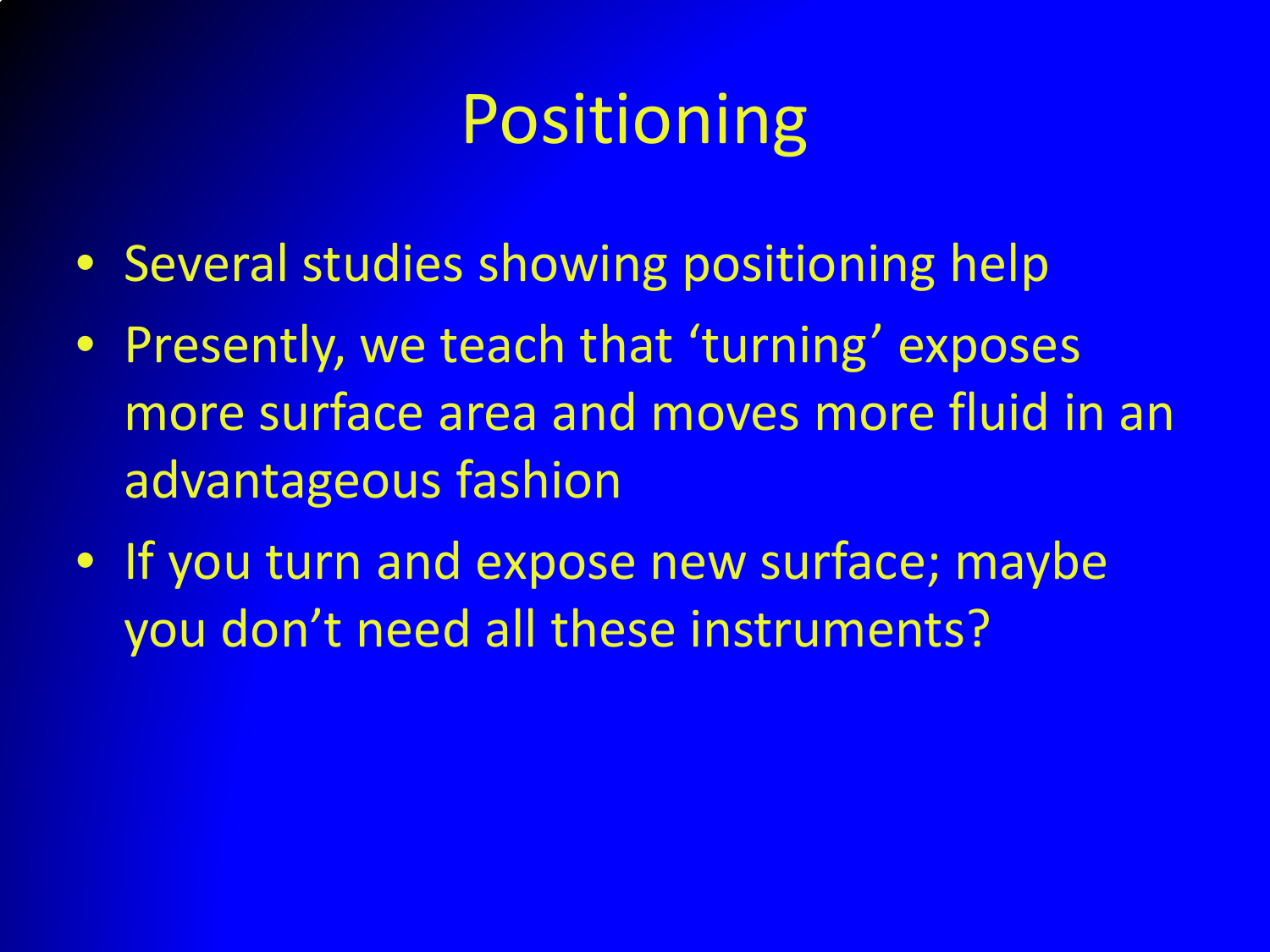# Positioning

- Several studies showing positioning help
- Presently, we teach that 'turning' exposes more surface area and moves more fluid in an advantageous fashion
- If you turn and expose new surface; maybe you don't need all these instruments?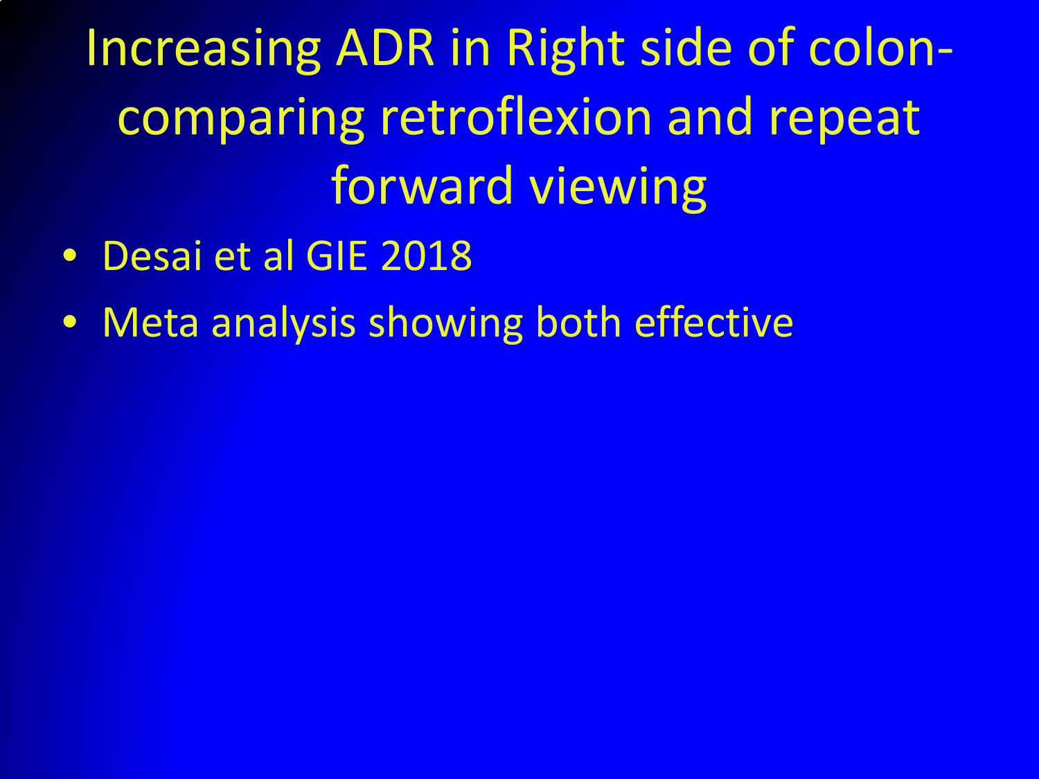# Increasing ADR in Right side of colon-comparing retroflexion and repeat forward viewing

- Desai et al GIE 2018
- Meta analysis showing both effective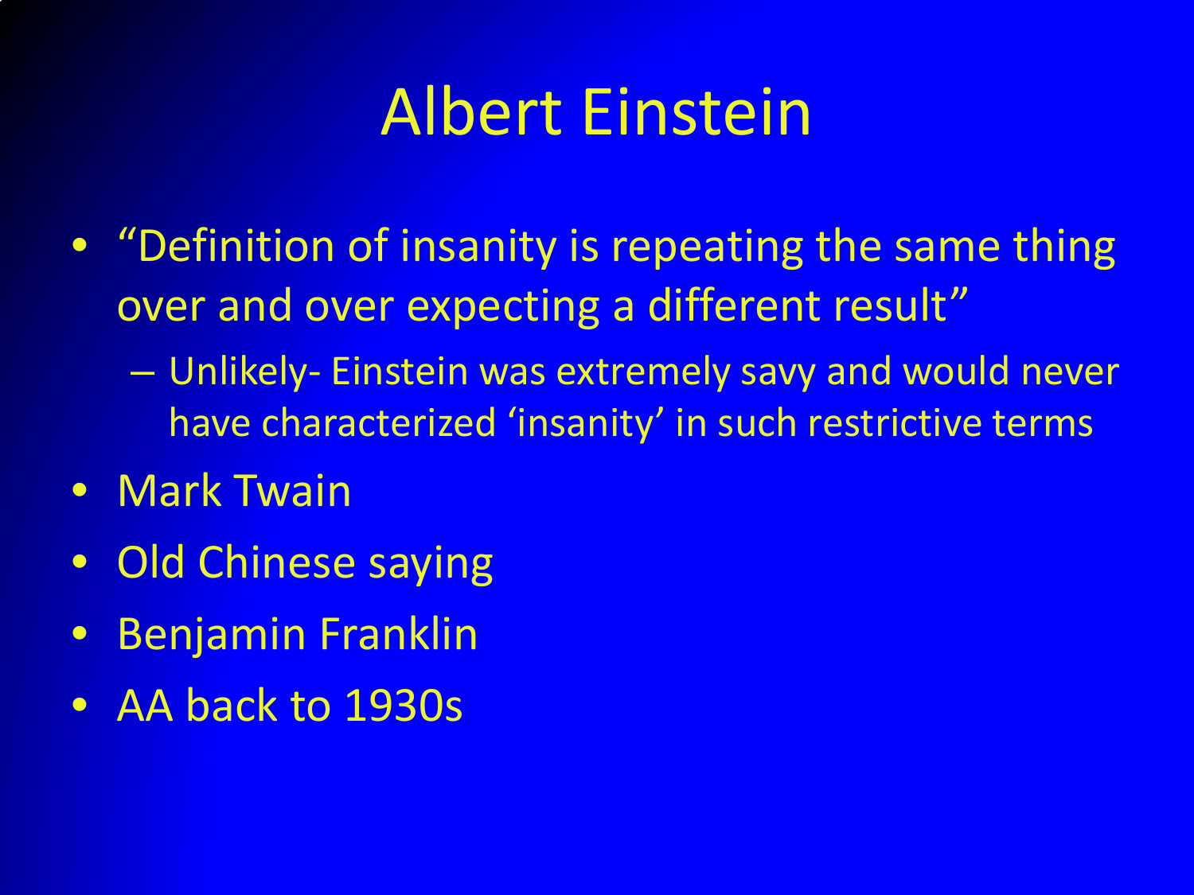# Albert Einstein

- "Definition of insanity is repeating the same thing over and over expecting a different result"
  - Unlikely- Einstein was extremely savy and would never have characterized 'insanity' in such restrictive terms
- Mark Twain
- Old Chinese saying
- Benjamin Franklin
- AA back to 1930s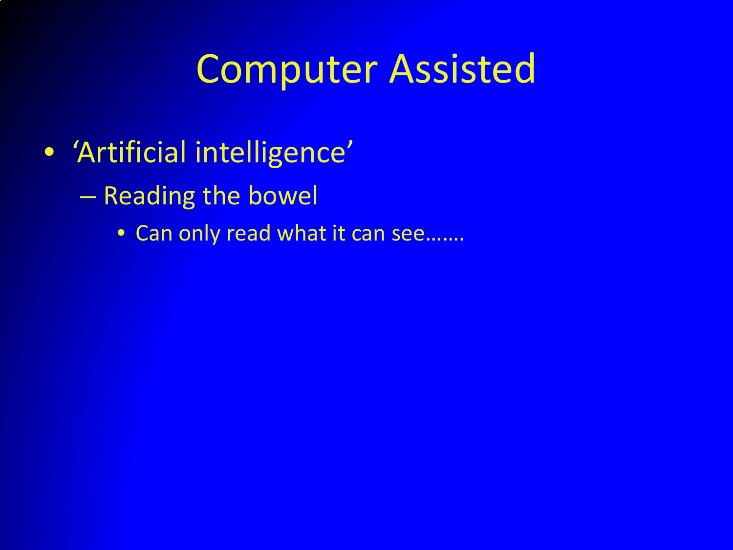# Computer Assisted

- 'Artificial intelligence'
  - Reading the bowel
    - Can only read what it can see…….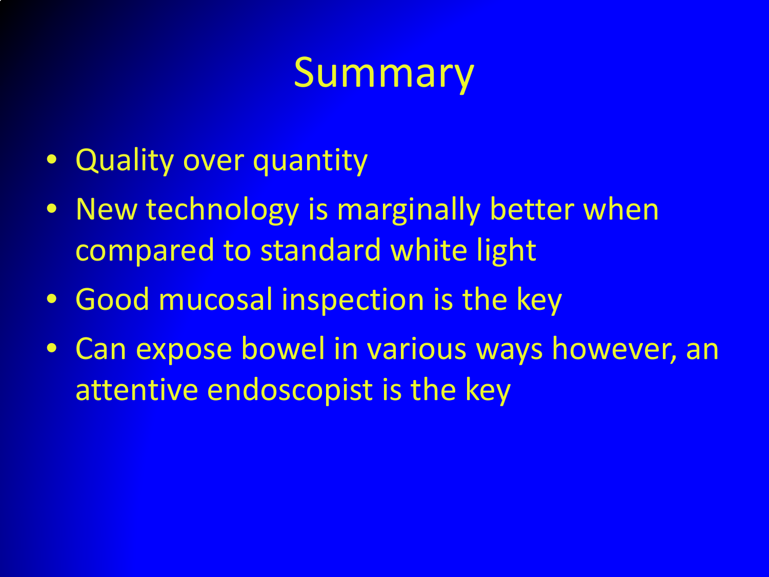# Summary

- Quality over quantity
- New technology is marginally better when compared to standard white light
- Good mucosal inspection is the key
- Can expose bowel in various ways however, an attentive endoscopist is the key